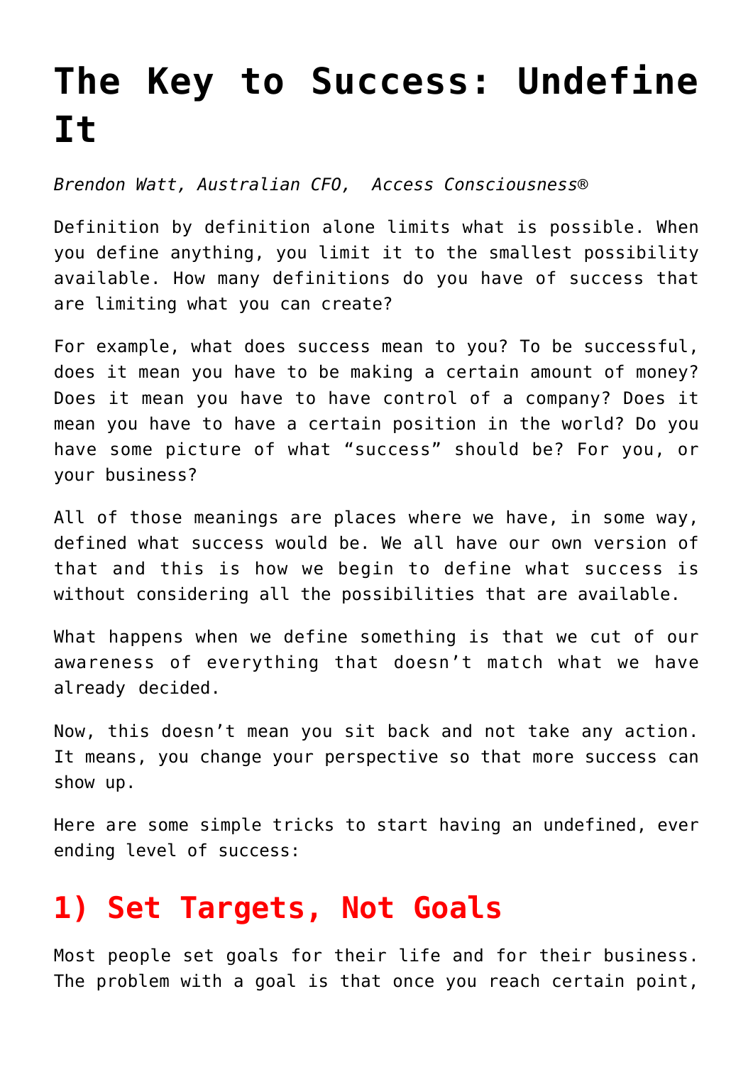# The Key to Success: Undefine It

*Brendon Watt, Australian CFO, Access Consciousness®*

Definition by definition alone limits what is possible. When you define anything, you limit it to the smallest possibility available. How many definitions do you have of success that are limiting what you can create?

For example, what does success mean to you? To be successful, does it mean you have to be making a certain amount of money? Does it mean you have to have control of a company? Does it mean you have to have a certain position in the world? Do you have some picture of what "success" should be? For you, or your business?

All of those meanings are places where we have, in some way, defined what success would be. We all have our own version of that and this is how we begin to define what success is without considering all the possibilities that are available.

What happens when we define something is that we cut of our awareness of everything that doesn't match what we have already decided.

Now, this doesn't mean you sit back and not take any action. It means, you change your perspective so that more success can show up.

Here are some simple tricks to start having an undefined, ever ending level of success:

## 1) Set Targets, Not Goals

Most people set goals for their life and for their business. The problem with a goal is that once you reach certain point,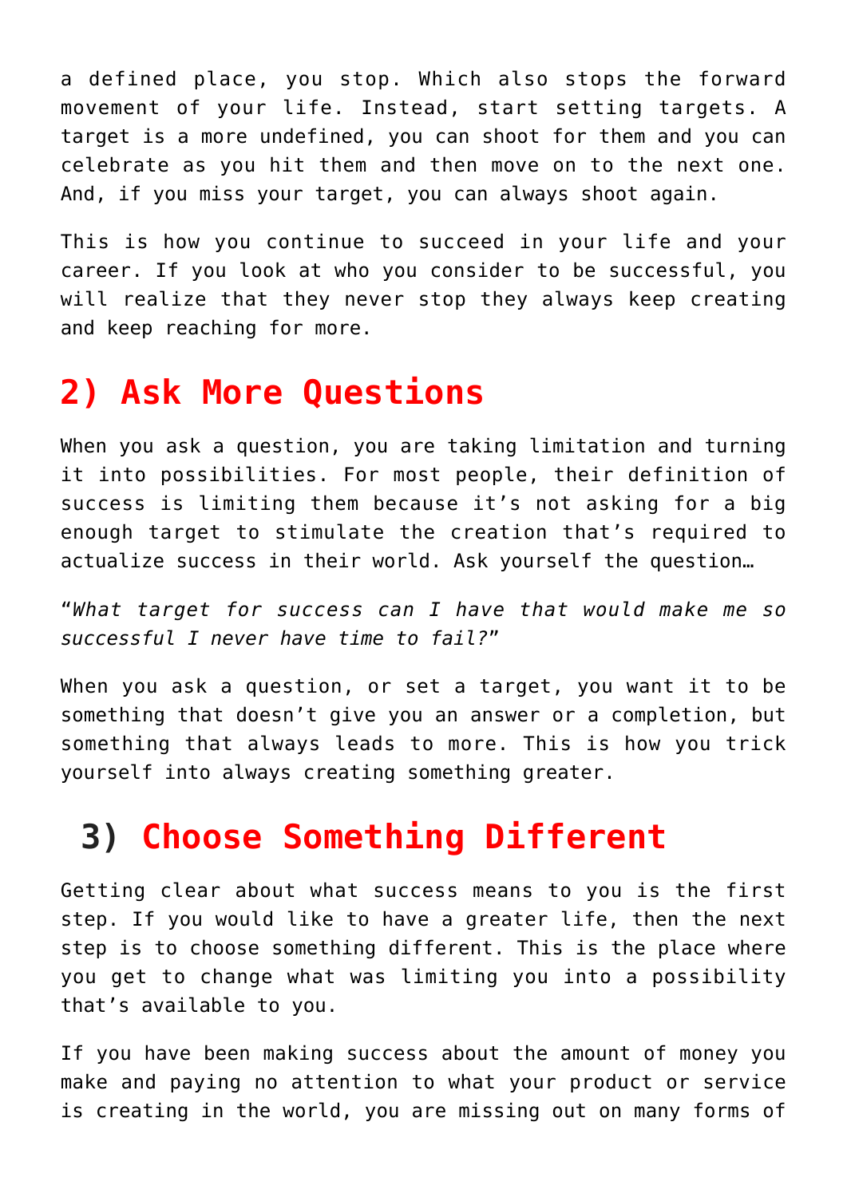a defined place, you stop. Which also stops the forward movement of your life. Instead, start setting targets. A target is a more undefined, you can shoot for them and you can celebrate as you hit them and then move on to the next one. And, if you miss your target, you can always shoot again.

This is how you continue to succeed in your life and your career. If you look at who you consider to be successful, you will realize that they never stop they always keep creating and keep reaching for more.

## 2) Ask More Questions

When you ask a question, you are taking limitation and turning it into possibilities. For most people, their definition of success is limiting them because it's not asking for a big enough target to stimulate the creation that's required to actualize success in their world. Ask yourself the question…

"*What target for success can I have that would make me so successful I never have time to fail?*"

When you ask a question, or set a target, you want it to be something that doesn't give you an answer or a completion, but something that always leads to more. This is how you trick yourself into always creating something greater.

## 3) Choose Something Different

Getting clear about what success means to you is the first step. If you would like to have a greater life, then the next step is to choose something different. This is the place where you get to change what was limiting you into a possibility that's available to you.

If you have been making success about the amount of money you make and paying no attention to what your product or service is creating in the world, you are missing out on many forms of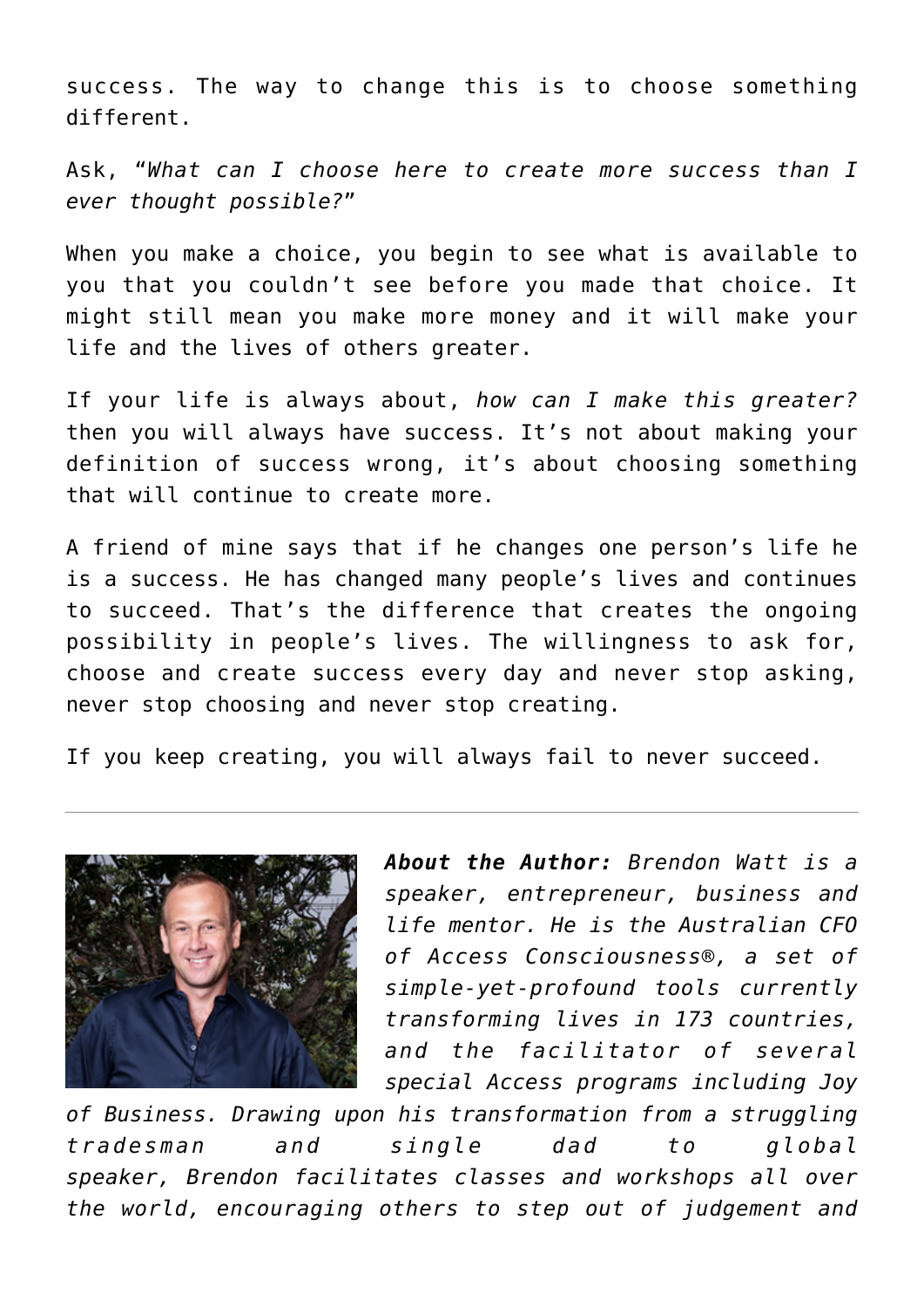success. The way to change this is to choose something different.

Ask, "*What can I choose here to create more success than I ever thought possible?*"

When you make a choice, you begin to see what is available to you that you couldn't see before you made that choice. It might still mean you make more money and it will make your life and the lives of others greater.

If your life is always about, *how can I make this greater?* then you will always have success. It's not about making your definition of success wrong, it's about choosing something that will continue to create more.

A friend of mine says that if he changes one person's life he is a success. He has changed many people's lives and continues to succeed. That's the difference that creates the ongoing possibility in people's lives. The willingness to ask for, choose and create success every day and never stop asking, never stop choosing and never stop creating.

If you keep creating, you will always fail to never succeed.

---

***About the Author:*** *Brendon Watt is a speaker, entrepreneur, business and life mentor. He is the Australian CFO of Access Consciousness®, a set of simple-yet-profound tools currently transforming lives in 173 countries, and the facilitator of several special Access programs including Joy of Business. Drawing upon his transformation from a struggling tradesman and single dad to global speaker, Brendon facilitates classes and workshops all over the world, encouraging others to step out of judgement and*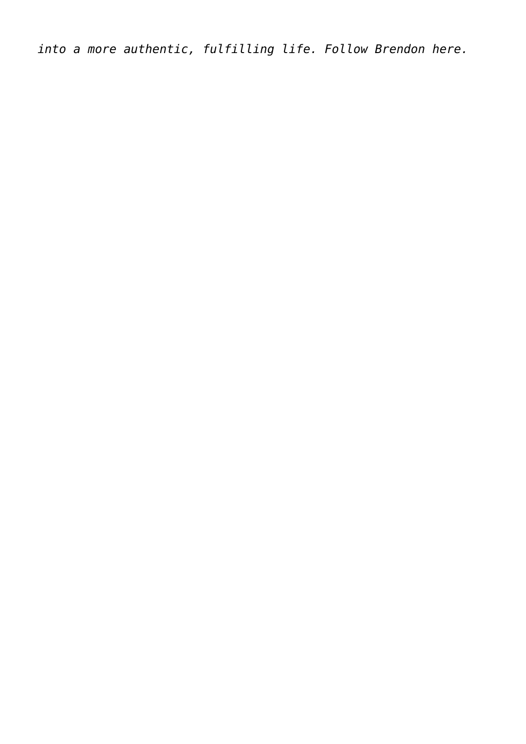*into a more authentic, fulfilling life. Follow Brendon here.*